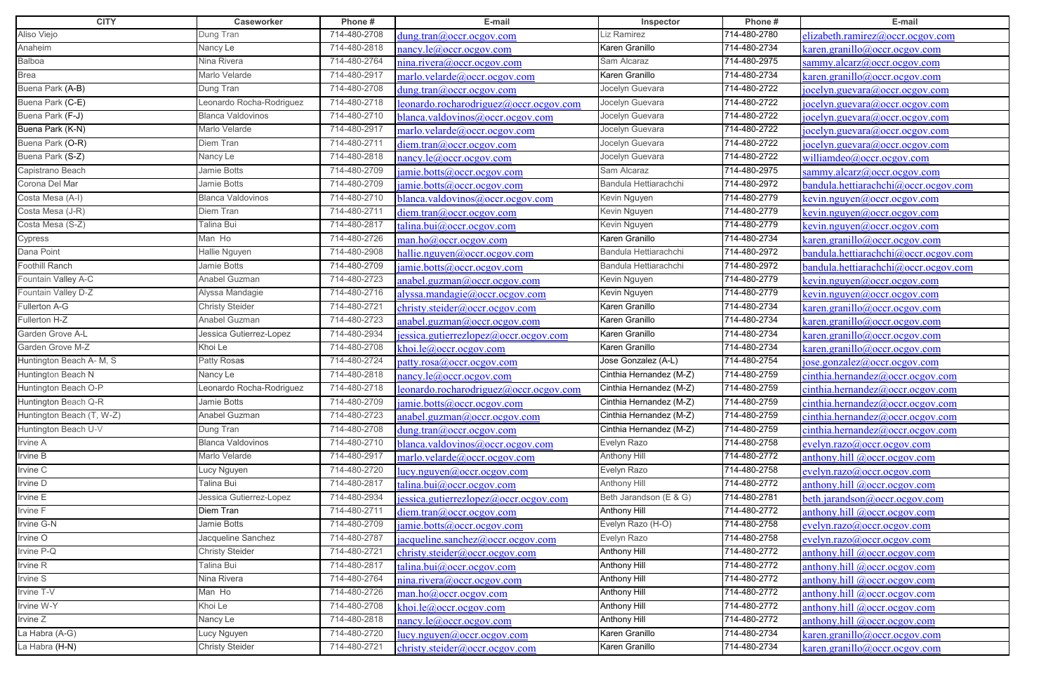| CITY | Caseworker | Phone # | E-mail | Inspector | Phone # | E-mail |
|---|---|---|---|---|---|---|
| Aliso Viejo | Dung Tran | 714-480-2708 | dung.tran@occr.ocgov.com | Liz Ramirez | 714-480-2780 | elizabeth.ramirez@occr.ocgov.com |
| Anaheim | Nancy Le | 714-480-2818 | nancy.le@occr.ocgov.com | Karen Granillo | 714-480-2734 | karen.granillo@occr.ocgov.com |
| Balboa | Nina Rivera | 714-480-2764 | nina.rivera@occr.ocgov.com | Sam Alcaraz | 714-480-2975 | sammy.alcarz@occr.ocgov.com |
| Brea | Marlo Velarde | 714-480-2917 | marlo.velarde@occr.ocgov.com | Karen Granillo | 714-480-2734 | karen.granillo@occr.ocgov.com |
| Buena Park (A-B) | Dung Tran | 714-480-2708 | dung.tran@occr.ocgov.com | Jocelyn Guevara | 714-480-2722 | jocelyn.guevara@occr.ocgov.com |
| Buena Park (C-E) | Leonardo Rocha-Rodriguez | 714-480-2718 | leonardo.rocharodriguez@occr.ocgov.com | Jocelyn Guevara | 714-480-2722 | jocelyn.guevara@occr.ocgov.com |
| Buena Park (F-J) | Blanca Valdovinos | 714-480-2710 | blanca.valdovinos@occr.ocgov.com | Jocelyn Guevara | 714-480-2722 | jocelyn.guevara@occr.ocgov.com |
| Buena Park (K-N) | Marlo Velarde | 714-480-2917 | marlo.velarde@occr.ocgov.com | Jocelyn Guevara | 714-480-2722 | jocelyn.guevara@occr.ocgov.com |
| Buena Park (O-R) | Diem Tran | 714-480-2711 | diem.tran@occr.ocgov.com | Jocelyn Guevara | 714-480-2722 | jocelyn.guevara@occr.ocgov.com |
| Buena Park (S-Z) | Nancy Le | 714-480-2818 | nancy.le@occr.ocgov.com | Jocelyn Guevara | 714-480-2722 | williamdeo@occr.ocgov.com |
| Capistrano Beach | Jamie Botts | 714-480-2709 | jamie.botts@occr.ocgov.com | Sam Alcaraz | 714-480-2975 | sammy.alcarz@occr.ocgov.com |
| Corona Del Mar | Jamie Botts | 714-480-2709 | jamie.botts@occr.ocgov.com | Bandula Hettiarachchi | 714-480-2972 | bandula.hettiarachchi@occr.ocgov.com |
| Costa Mesa (A-I) | Blanca Valdovinos | 714-480-2710 | blanca.valdovinos@occr.ocgov.com | Kevin Nguyen | 714-480-2779 | kevin.nguyen@occr.ocgov.com |
| Costa Mesa (J-R) | Diem Tran | 714-480-2711 | diem.tran@occr.ocgov.com | Kevin Nguyen | 714-480-2779 | kevin.nguyen@occr.ocgov.com |
| Costa Mesa (S-Z) | Talina Bui | 714-480-2817 | talina.bui@occr.ocgov.com | Kevin Nguyen | 714-480-2779 | kevin.nguyen@occr.ocgov.com |
| Cypress | Man Ho | 714-480-2726 | man.ho@occr.ocgov.com | Karen Granillo | 714-480-2734 | karen.granillo@occr.ocgov.com |
| Dana Point | Hallie Nguyen | 714-480-2908 | hallie.nguyen@occr.ocgov.com | Bandula Hettiarachchi | 714-480-2972 | bandula.hettiarachchi@occr.ocgov.com |
| Foothill Ranch | Jamie Botts | 714-480-2709 | jamie.botts@occr.ocgov.com | Bandula Hettiarachchi | 714-480-2972 | bandula.hettiarachchi@occr.ocgov.com |
| Fountain Valley A-C | Anabel Guzman | 714-480-2723 | anabel.guzman@occr.ocgov.com | Kevin Nguyen | 714-480-2779 | kevin.nguyen@occr.ocgov.com |
| Fountain Valley D-Z | Alyssa Mandagie | 714-480-2716 | alyssa.mandagie@occr.ocgov.com | Kevin Nguyen | 714-480-2779 | kevin.nguyen@occr.ocgov.com |
| Fullerton A-G | Christy Steider | 714-480-2721 | christy.steider@occr.ocgov.com | Karen Granillo | 714-480-2734 | karen.granillo@occr.ocgov.com |
| Fullerton H-Z | Anabel Guzman | 714-480-2723 | anabel.guzman@occr.ocgov.com | Karen Granillo | 714-480-2734 | karen.granillo@occr.ocgov.com |
| Garden Grove A-L | Jessica Gutierrez-Lopez | 714-480-2934 | jessica.gutierrezlopez@occr.ocgov.com | Karen Granillo | 714-480-2734 | karen.granillo@occr.ocgov.com |
| Garden Grove M-Z | Khoi Le | 714-480-2708 | khoi.le@occr.ocgov.com | Karen Granillo | 714-480-2734 | karen.granillo@occr.ocgov.com |
| Huntington Beach A- M, S | Patty Rosas | 714-480-2724 | patty.rosa@occr.ocgov.com | Jose Gonzalez (A-L) | 714-480-2754 | jose.gonzalez@occr.ocgov.com |
| Huntington Beach N | Nancy Le | 714-480-2818 | nancy.le@occr.ocgov.com | Cinthia Hernandez (M-Z) | 714-480-2759 | cinthia.hernandez@occr.ocgov.com |
| Huntington Beach O-P | Leonardo Rocha-Rodriguez | 714-480-2718 | leonardo.rocharodriguez@occr.ocgov.com | Cinthia Hernandez (M-Z) | 714-480-2759 | cinthia.hernandez@occr.ocgov.com |
| Huntington Beach Q-R | Jamie Botts | 714-480-2709 | jamie.botts@occr.ocgov.com | Cinthia Hernandez (M-Z) | 714-480-2759 | cinthia.hernandez@occr.ocgov.com |
| Huntington Beach (T, W-Z) | Anabel Guzman | 714-480-2723 | anabel.guzman@occr.ocgov.com | Cinthia Hernandez (M-Z) | 714-480-2759 | cinthia.hernandez@occr.ocgov.com |
| Huntington Beach U-V | Dung Tran | 714-480-2708 | dung.tran@occr.ocgov.com | Cinthia Hernandez (M-Z) | 714-480-2759 | cinthia.hernandez@occr.ocgov.com |
| Irvine A | Blanca Valdovinos | 714-480-2710 | blanca.valdovinos@occr.ocgov.com | Evelyn Razo | 714-480-2758 | evelyn.razo@occr.ocgov.com |
| Irvine B | Marlo Velarde | 714-480-2917 | marlo.velarde@occr.ocgov.com | Anthony Hill | 714-480-2772 | anthony.hill @occr.ocgov.com |
| Irvine C | Lucy Nguyen | 714-480-2720 | lucy.nguyen@occr.ocgov.com | Evelyn Razo | 714-480-2758 | evelyn.razo@occr.ocgov.com |
| Irvine D | Talina Bui | 714-480-2817 | talina.bui@occr.ocgov.com | Anthony Hill | 714-480-2772 | anthony.hill @occr.ocgov.com |
| Irvine E | Jessica Gutierrez-Lopez | 714-480-2934 | jessica.gutierrezlopez@occr.ocgov.com | Beth Jarandson (E & G) | 714-480-2781 | beth.jarandson@occr.ocgov.com |
| Irvine F | Diem Tran | 714-480-2711 | diem.tran@occr.ocgov.com | Anthony Hill | 714-480-2772 | anthony.hill @occr.ocgov.com |
| Irvine G-N | Jamie Botts | 714-480-2709 | jamie.botts@occr.ocgov.com | Evelyn Razo (H-O) | 714-480-2758 | evelyn.razo@occr.ocgov.com |
| Irvine O | Jacqueline Sanchez | 714-480-2787 | jacqueline.sanchez@occr.ocgov.com | Evelyn Razo | 714-480-2758 | evelyn.razo@occr.ocgov.com |
| Irvine P-Q | Christy Steider | 714-480-2721 | christy.steider@occr.ocgov.com | Anthony Hill | 714-480-2772 | anthony.hill @occr.ocgov.com |
| Irvine R | Talina Bui | 714-480-2817 | talina.bui@occr.ocgov.com | Anthony Hill | 714-480-2772 | anthony.hill @occr.ocgov.com |
| Irvine S | Nina Rivera | 714-480-2764 | nina.rivera@occr.ocgov.com | Anthony Hill | 714-480-2772 | anthony.hill @occr.ocgov.com |
| Irvine T-V | Man Ho | 714-480-2726 | man.ho@occr.ocgov.com | Anthony Hill | 714-480-2772 | anthony.hill @occr.ocgov.com |
| Irvine W-Y | Khoi Le | 714-480-2708 | khoi.le@occr.ocgov.com | Anthony Hill | 714-480-2772 | anthony.hill @occr.ocgov.com |
| Irvine Z | Nancy Le | 714-480-2818 | nancy.le@occr.ocgov.com | Anthony Hill | 714-480-2772 | anthony.hill @occr.ocgov.com |
| La Habra (A-G) | Lucy Nguyen | 714-480-2720 | lucy.nguyen@occr.ocgov.com | Karen Granillo | 714-480-2734 | karen.granillo@occr.ocgov.com |
| La Habra (H-N) | Christy Steider | 714-480-2721 | christy.steider@occr.ocgov.com | Karen Granillo | 714-480-2734 | karen.granillo@occr.ocgov.com |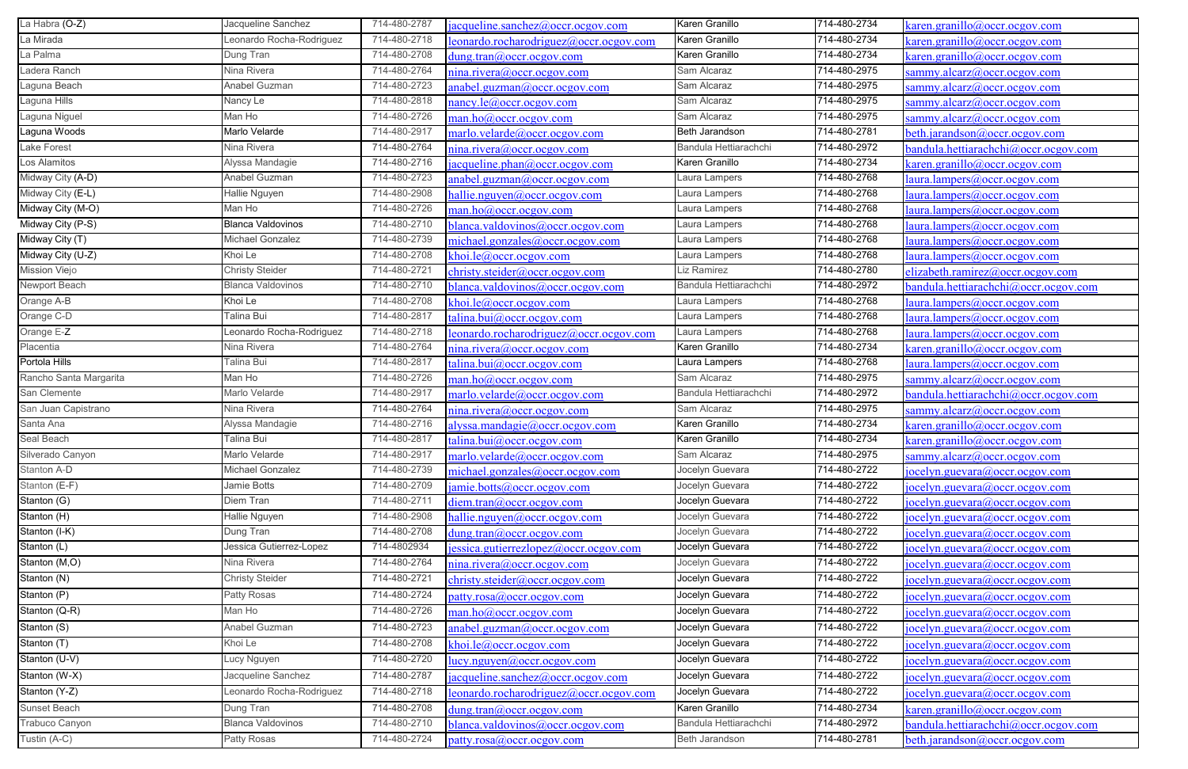| La Habra (O-Z) | Jacqueline Sanchez | 714-480-2787 | jacqueline.sanchez@occr.ocgov.com | Karen Granillo | 714-480-2734 | karen.granillo@occr.ocgov.com |
|---|---|---|---|---|---|---|
| La Mirada | Leonardo Rocha-Rodriguez | 714-480-2718 | leonardo.rocharodriguez@occr.ocgov.com | Karen Granillo | 714-480-2734 | karen.granillo@occr.ocgov.com |
| La Palma | Dung Tran | 714-480-2708 | dung.tran@occr.ocgov.com | Karen Granillo | 714-480-2734 | karen.granillo@occr.ocgov.com |
| Ladera Ranch | Nina Rivera | 714-480-2764 | nina.rivera@occr.ocgov.com | Sam Alcaraz | 714-480-2975 | sammy.alcarz@occr.ocgov.com |
| Laguna Beach | Anabel Guzman | 714-480-2723 | anabel.guzman@occr.ocgov.com | Sam Alcaraz | 714-480-2975 | sammy.alcarz@occr.ocgov.com |
| Laguna Hills | Nancy Le | 714-480-2818 | nancy.le@occr.ocgov.com | Sam Alcaraz | 714-480-2975 | sammy.alcarz@occr.ocgov.com |
| Laguna Niguel | Man Ho | 714-480-2726 | man.ho@occr.ocgov.com | Sam Alcaraz | 714-480-2975 | sammy.alcarz@occr.ocgov.com |
| Laguna Woods | Marlo Velarde | 714-480-2917 | marlo.velarde@occr.ocgov.com | Beth Jarandson | 714-480-2781 | beth.jarandson@occr.ocgov.com |
| Lake Forest | Nina Rivera | 714-480-2764 | nina.rivera@occr.ocgov.com | Bandula Hettiarachchi | 714-480-2972 | bandula.hettiarachchi@occr.ocgov.com |
| Los Alamitos | Alyssa Mandagie | 714-480-2716 | jacqueline.phan@occr.ocgov.com | Karen Granillo | 714-480-2734 | karen.granillo@occr.ocgov.com |
| Midway City (A-D) | Anabel Guzman | 714-480-2723 | anabel.guzman@occr.ocgov.com | Laura Lampers | 714-480-2768 | laura.lampers@occr.ocgov.com |
| Midway City (E-L) | Hallie Nguyen | 714-480-2908 | hallie.nguyen@occr.ocgov.com | Laura Lampers | 714-480-2768 | laura.lampers@occr.ocgov.com |
| Midway City (M-O) | Man Ho | 714-480-2726 | man.ho@occr.ocgov.com | Laura Lampers | 714-480-2768 | laura.lampers@occr.ocgov.com |
| Midway City (P-S) | Blanca Valdovinos | 714-480-2710 | blanca.valdovinos@occr.ocgov.com | Laura Lampers | 714-480-2768 | laura.lampers@occr.ocgov.com |
| Midway City (T) | Michael Gonzalez | 714-480-2739 | michael.gonzales@occr.ocgov.com | Laura Lampers | 714-480-2768 | laura.lampers@occr.ocgov.com |
| Midway City (U-Z) | Khoi Le | 714-480-2708 | khoi.le@occr.ocgov.com | Laura Lampers | 714-480-2768 | laura.lampers@occr.ocgov.com |
| Mission Viejo | Christy Steider | 714-480-2721 | christy.steider@occr.ocgov.com | Liz Ramirez | 714-480-2780 | elizabeth.ramirez@occr.ocgov.com |
| Newport Beach | Blanca Valdovinos | 714-480-2710 | blanca.valdovinos@occr.ocgov.com | Bandula Hettiarachchi | 714-480-2972 | bandula.hettiarachchi@occr.ocgov.com |
| Orange A-B | Khoi Le | 714-480-2708 | khoi.le@occr.ocgov.com | Laura Lampers | 714-480-2768 | laura.lampers@occr.ocgov.com |
| Orange C-D | Talina Bui | 714-480-2817 | talina.bui@occr.ocgov.com | Laura Lampers | 714-480-2768 | laura.lampers@occr.ocgov.com |
| Orange E-Z | Leonardo Rocha-Rodriguez | 714-480-2718 | leonardo.rocharodriguez@occr.ocgov.com | Laura Lampers | 714-480-2768 | laura.lampers@occr.ocgov.com |
| Placentia | Nina Rivera | 714-480-2764 | nina.rivera@occr.ocgov.com | Karen Granillo | 714-480-2734 | karen.granillo@occr.ocgov.com |
| Portola Hills | Talina Bui | 714-480-2817 | talina.bui@occr.ocgov.com | Laura Lampers | 714-480-2768 | laura.lampers@occr.ocgov.com |
| Rancho Santa Margarita | Man Ho | 714-480-2726 | man.ho@occr.ocgov.com | Sam Alcaraz | 714-480-2975 | sammy.alcarz@occr.ocgov.com |
| San Clemente | Marlo Velarde | 714-480-2917 | marlo.velarde@occr.ocgov.com | Bandula Hettiarachchi | 714-480-2972 | bandula.hettiarachchi@occr.ocgov.com |
| San Juan Capistrano | Nina Rivera | 714-480-2764 | nina.rivera@occr.ocgov.com | Sam Alcaraz | 714-480-2975 | sammy.alcarz@occr.ocgov.com |
| Santa Ana | Alyssa Mandagie | 714-480-2716 | alyssa.mandagie@occr.ocgov.com | Karen Granillo | 714-480-2734 | karen.granillo@occr.ocgov.com |
| Seal Beach | Talina Bui | 714-480-2817 | talina.bui@occr.ocgov.com | Karen Granillo | 714-480-2734 | karen.granillo@occr.ocgov.com |
| Silverado Canyon | Marlo Velarde | 714-480-2917 | marlo.velarde@occr.ocgov.com | Sam Alcaraz | 714-480-2975 | sammy.alcarz@occr.ocgov.com |
| Stanton A-D | Michael Gonzalez | 714-480-2739 | michael.gonzales@occr.ocgov.com | Jocelyn Guevara | 714-480-2722 | jocelyn.guevara@occr.ocgov.com |
| Stanton (E-F) | Jamie Botts | 714-480-2709 | jamie.botts@occr.ocgov.com | Jocelyn Guevara | 714-480-2722 | jocelyn.guevara@occr.ocgov.com |
| Stanton (G) | Diem Tran | 714-480-2711 | diem.tran@occr.ocgov.com | Jocelyn Guevara | 714-480-2722 | jocelyn.guevara@occr.ocgov.com |
| Stanton (H) | Hallie Nguyen | 714-480-2908 | hallie.nguyen@occr.ocgov.com | Jocelyn Guevara | 714-480-2722 | jocelyn.guevara@occr.ocgov.com |
| Stanton (I-K) | Dung Tran | 714-480-2708 | dung.tran@occr.ocgov.com | Jocelyn Guevara | 714-480-2722 | jocelyn.guevara@occr.ocgov.com |
| Stanton (L) | Jessica Gutierrez-Lopez | 714-4802934 | jessica.gutierrezlopez@occr.ocgov.com | Jocelyn Guevara | 714-480-2722 | jocelyn.guevara@occr.ocgov.com |
| Stanton (M,O) | Nina Rivera | 714-480-2764 | nina.rivera@occr.ocgov.com | Jocelyn Guevara | 714-480-2722 | jocelyn.guevara@occr.ocgov.com |
| Stanton (N) | Christy Steider | 714-480-2721 | christy.steider@occr.ocgov.com | Jocelyn Guevara | 714-480-2722 | jocelyn.guevara@occr.ocgov.com |
| Stanton (P) | Patty Rosas | 714-480-2724 | patty.rosa@occr.ocgov.com | Jocelyn Guevara | 714-480-2722 | jocelyn.guevara@occr.ocgov.com |
| Stanton (Q-R) | Man Ho | 714-480-2726 | man.ho@occr.ocgov.com | Jocelyn Guevara | 714-480-2722 | jocelyn.guevara@occr.ocgov.com |
| Stanton (S) | Anabel Guzman | 714-480-2723 | anabel.guzman@occr.ocgov.com | Jocelyn Guevara | 714-480-2722 | jocelyn.guevara@occr.ocgov.com |
| Stanton (T) | Khoi Le | 714-480-2708 | khoi.le@occr.ocgov.com | Jocelyn Guevara | 714-480-2722 | jocelyn.guevara@occr.ocgov.com |
| Stanton (U-V) | Lucy Nguyen | 714-480-2720 | lucy.nguyen@occr.ocgov.com | Jocelyn Guevara | 714-480-2722 | jocelyn.guevara@occr.ocgov.com |
| Stanton (W-X) | Jacqueline Sanchez | 714-480-2787 | jacqueline.sanchez@occr.ocgov.com | Jocelyn Guevara | 714-480-2722 | jocelyn.guevara@occr.ocgov.com |
| Stanton (Y-Z) | Leonardo Rocha-Rodriguez | 714-480-2718 | leonardo.rocharodriguez@occr.ocgov.com | Jocelyn Guevara | 714-480-2722 | jocelyn.guevara@occr.ocgov.com |
| Sunset Beach | Dung Tran | 714-480-2708 | dung.tran@occr.ocgov.com | Karen Granillo | 714-480-2734 | karen.granillo@occr.ocgov.com |
| Trabuco Canyon | Blanca Valdovinos | 714-480-2710 | blanca.valdovinos@occr.ocgov.com | Bandula Hettiarachchi | 714-480-2972 | bandula.hettiarachchi@occr.ocgov.com |
| Tustin (A-C) | Patty Rosas | 714-480-2724 | patty.rosa@occr.ocgov.com | Beth Jarandson | 714-480-2781 | beth.jarandson@occr.ocgov.com |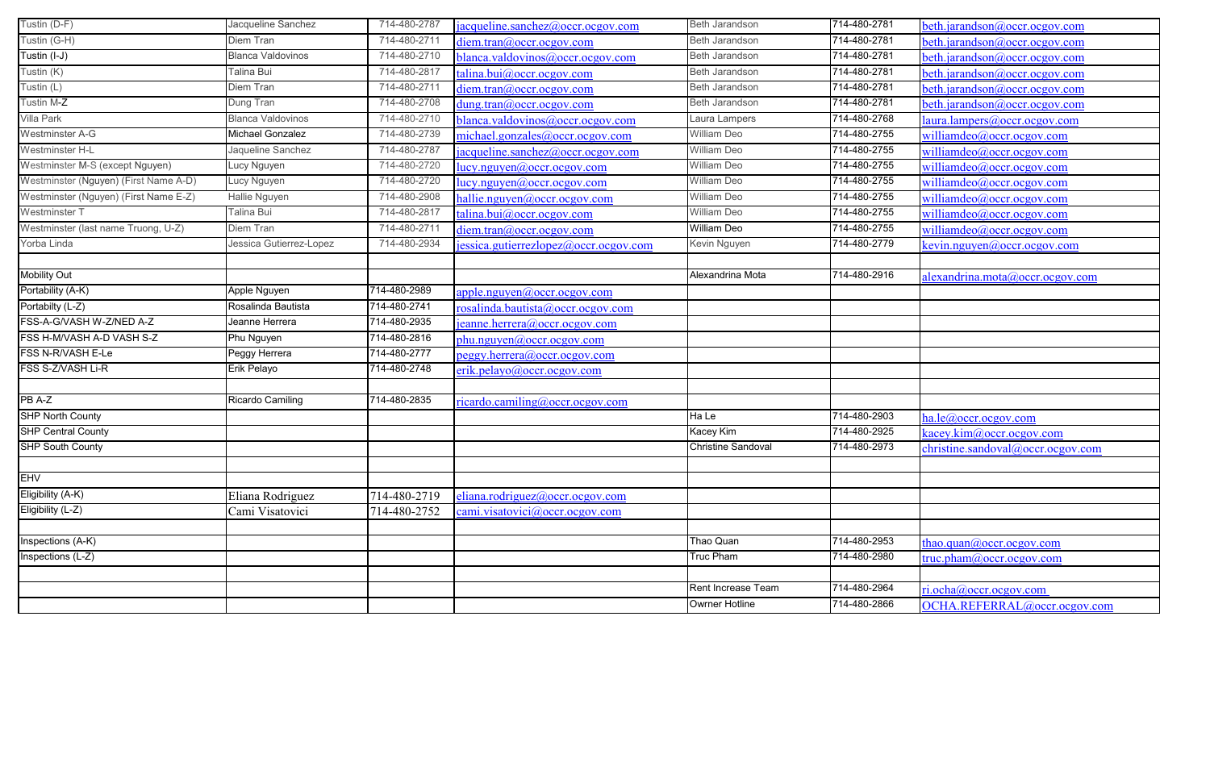| | | | | | | |
|---|---|---|---|---|---|---|
| Tustin (D-F) | Jacqueline Sanchez | 714-480-2787 | jacqueline.sanchez@occr.ocgov.com | Beth Jarandson | 714-480-2781 | beth.jarandson@occr.ocgov.com |
| Tustin (G-H) | Diem Tran | 714-480-2711 | diem.tran@occr.ocgov.com | Beth Jarandson | 714-480-2781 | beth.jarandson@occr.ocgov.com |
| Tustin (I-J) | Blanca Valdovinos | 714-480-2710 | blanca.valdovinos@occr.ocgov.com | Beth Jarandson | 714-480-2781 | beth.jarandson@occr.ocgov.com |
| Tustin (K) | Talina Bui | 714-480-2817 | talina.bui@occr.ocgov.com | Beth Jarandson | 714-480-2781 | beth.jarandson@occr.ocgov.com |
| Tustin (L) | Diem Tran | 714-480-2711 | diem.tran@occr.ocgov.com | Beth Jarandson | 714-480-2781 | beth.jarandson@occr.ocgov.com |
| Tustin M-Z | Dung Tran | 714-480-2708 | dung.tran@occr.ocgov.com | Beth Jarandson | 714-480-2781 | beth.jarandson@occr.ocgov.com |
| Villa Park | Blanca Valdovinos | 714-480-2710 | blanca.valdovinos@occr.ocgov.com | Laura Lampers | 714-480-2768 | laura.lampers@occr.ocgov.com |
| Westminster A-G | Michael Gonzalez | 714-480-2739 | michael.gonzales@occr.ocgov.com | William Deo | 714-480-2755 | williamdeo@occr.ocgov.com |
| Westminster H-L | Jaqueline Sanchez | 714-480-2787 | jacqueline.sanchez@occr.ocgov.com | William Deo | 714-480-2755 | williamdeo@occr.ocgov.com |
| Westminster M-S (except Nguyen) | Lucy Nguyen | 714-480-2720 | lucy.nguyen@occr.ocgov.com | William Deo | 714-480-2755 | williamdeo@occr.ocgov.com |
| Westminster (Nguyen) (First Name A-D) | Lucy Nguyen | 714-480-2720 | lucy.nguyen@occr.ocgov.com | William Deo | 714-480-2755 | williamdeo@occr.ocgov.com |
| Westminster (Nguyen) (First Name E-Z) | Hallie Nguyen | 714-480-2908 | hallie.nguyen@occr.ocgov.com | William Deo | 714-480-2755 | williamdeo@occr.ocgov.com |
| Westminster T | Talina Bui | 714-480-2817 | talina.bui@occr.ocgov.com | William Deo | 714-480-2755 | williamdeo@occr.ocgov.com |
| Westminster (last name Truong, U-Z) | Diem Tran | 714-480-2711 | diem.tran@occr.ocgov.com | William Deo | 714-480-2755 | williamdeo@occr.ocgov.com |
| Yorba Linda | Jessica Gutierrez-Lopez | 714-480-2934 | jessica.gutierrezlopez@occr.ocgov.com | Kevin Nguyen | 714-480-2779 | kevin.nguyen@occr.ocgov.com |
| | | | | | | |
| Mobility Out | | | | Alexandrina Mota | 714-480-2916 | alexandrina.mota@occr.ocgov.com |
| Portability (A-K) | Apple Nguyen | 714-480-2989 | apple.nguyen@occr.ocgov.com | | | |
| Portabilty (L-Z) | Rosalinda Bautista | 714-480-2741 | rosalinda.bautista@occr.ocgov.com | | | |
| FSS-A-G/VASH W-Z/NED A-Z | Jeanne Herrera | 714-480-2935 | jeanne.herrera@occr.ocgov.com | | | |
| FSS H-M/VASH A-D VASH S-Z | Phu Nguyen | 714-480-2816 | phu.nguyen@occr.ocgov.com | | | |
| FSS N-R/VASH E-Le | Peggy Herrera | 714-480-2777 | peggy.herrera@occr.ocgov.com | | | |
| FSS S-Z/VASH Li-R | Erik Pelayo | 714-480-2748 | erik.pelayo@occr.ocgov.com | | | |
| | | | | | | |
| PB A-Z | Ricardo Camiling | 714-480-2835 | ricardo.camiling@occr.ocgov.com | | | |
| SHP North County | | | | Ha Le | 714-480-2903 | ha.le@occr.ocgov.com |
| SHP Central County | | | | Kacey Kim | 714-480-2925 | kacey.kim@occr.ocgov.com |
| SHP South County | | | | Christine Sandoval | 714-480-2973 | christine.sandoval@occr.ocgov.com |
| | | | | | | |
| EHV | | | | | | |
| Eligibility (A-K) | Eliana Rodriguez | 714-480-2719 | eliana.rodriguez@occr.ocgov.com | | | |
| Eligibility (L-Z) | Cami Visatovici | 714-480-2752 | cami.visatovici@occr.ocgov.com | | | |
| | | | | | | |
| Inspections (A-K) | | | | Thao Quan | 714-480-2953 | thao.quan@occr.ocgov.com |
| Inspections (L-Z) | | | | Truc Pham | 714-480-2980 | truc.pham@occr.ocgov.com |
| | | | | | | |
| | | | | Rent Increase Team | 714-480-2964 | ri.ocha@occr.ocgov.com |
| | | | | Owrner Hotline | 714-480-2866 | OCHA.REFERRAL@occr.ocgov.com |